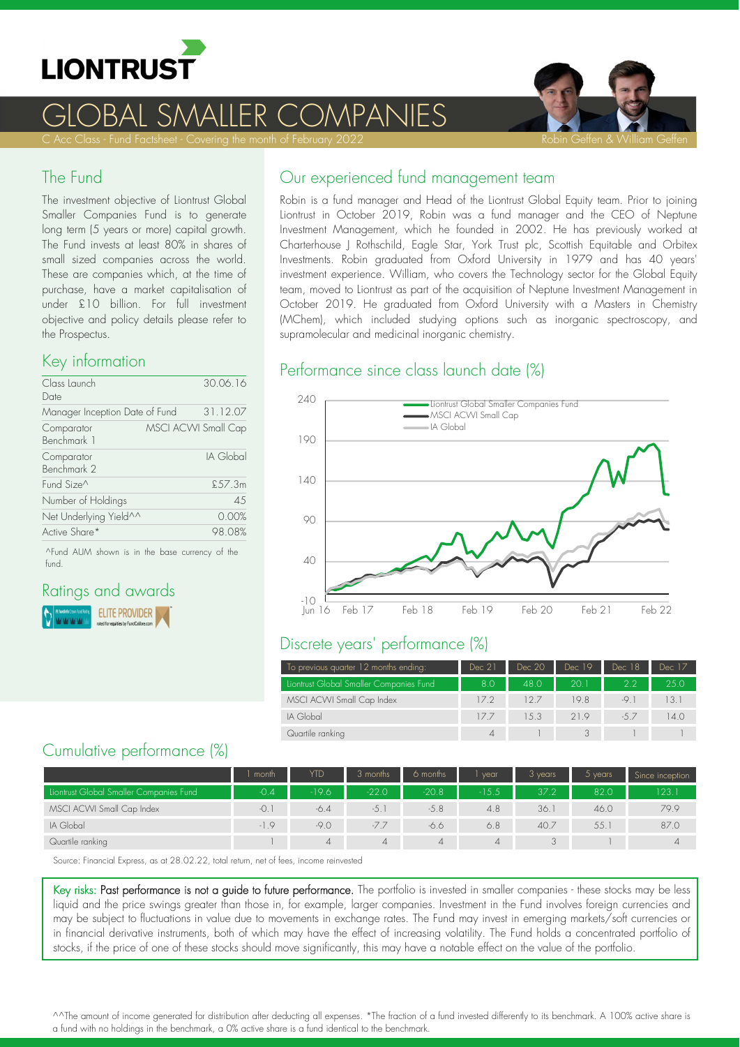# LIONTRUST

# GLOBAL SMALLER COMPANIES

C Acc Class - Fund Factsheet - Covering the month of February 2022

Robin Geffen & William Geffen

## The Fund

The investment objective of Liontrust Global Smaller Companies Fund is to generate long term (5 years or more) capital growth. The Fund invests at least 80% in shares of small sized companies across the world. These are companies which, at the time of purchase, have a market capitalisation of under £10 billion. For full investment objective and policy details please refer to the Prospectus.

## Key information

| | |
|---|---|
| Class Launch Date | 30.06.16 |
| Manager Inception Date of Fund | 31.12.07 |
| Comparator Benchmark 1 | MSCI ACWI Small Cap |
| Comparator Benchmark 2 | IA Global |
| Fund Size^ | £57.3m |
| Number of Holdings | 45 |
| Net Underlying Yield^^ | 0.00% |
| Active Share* | 98.08% |

^Fund AUM shown is in the base currency of the fund.

## Ratings and awards

FE fundinfo Crown Fund Rating | ELITE PROVIDER rated for equities by FundCalibre.com

## Our experienced fund management team

Robin is a fund manager and Head of the Liontrust Global Equity team. Prior to joining Liontrust in October 2019, Robin was a fund manager and the CEO of Neptune Investment Management, which he founded in 2002. He has previously worked at Charterhouse J Rothschild, Eagle Star, York Trust plc, Scottish Equitable and Orbitex Investments. Robin graduated from Oxford University in 1979 and has 40 years' investment experience. William, who covers the Technology sector for the Global Equity team, moved to Liontrust as part of the acquisition of Neptune Investment Management in October 2019. He graduated from Oxford University with a Masters in Chemistry (MChem), which included studying options such as inorganic spectroscopy, and supramolecular and medicinal inorganic chemistry.

## Performance since class launch date (%)

Legend: Liontrust Global Smaller Companies Fund; MSCI ACWI Small Cap; IA Global

Y-axis: -10, 40, 90, 140, 190, 240. X-axis: Jun 16, Feb 17, Feb 18, Feb 19, Feb 20, Feb 21, Feb 22

## Discrete years' performance (%)

| To previous quarter 12 months ending: | Dec 21 | Dec 20 | Dec 19 | Dec 18 | Dec 17 |
|---|---|---|---|---|---|
| Liontrust Global Smaller Companies Fund | 8.0 | 48.0 | 20.1 | 2.2 | 25.0 |
| MSCI ACWI Small Cap Index | 17.2 | 12.7 | 19.8 | -9.1 | 13.1 |
| IA Global | 17.7 | 15.3 | 21.9 | -5.7 | 14.0 |
| Quartile ranking | 4 | 1 | 3 | 1 | 1 |

## Cumulative performance (%)

| | 1 month | YTD | 3 months | 6 months | 1 year | 3 years | 5 years | Since inception |
|---|---|---|---|---|---|---|---|---|
| Liontrust Global Smaller Companies Fund | -0.4 | -19.6 | -22.0 | -20.8 | -15.5 | 37.2 | 82.0 | 123.1 |
| MSCI ACWI Small Cap Index | -0.1 | -6.4 | -5.1 | -5.8 | 4.8 | 36.1 | 46.0 | 79.9 |
| IA Global | -1.9 | -9.0 | -7.7 | -6.6 | 6.8 | 40.7 | 55.1 | 87.0 |
| Quartile ranking | 1 | 4 | 4 | 4 | 4 | 3 | 1 | 4 |

Source: Financial Express, as at 28.02.22, total return, net of fees, income reinvested

Key risks: **Past performance is not a guide to future performance.** The portfolio is invested in smaller companies - these stocks may be less liquid and the price swings greater than those in, for example, larger companies. Investment in the Fund involves foreign currencies and may be subject to fluctuations in value due to movements in exchange rates. The Fund may invest in emerging markets/soft currencies or in financial derivative instruments, both of which may have the effect of increasing volatility. The Fund holds a concentrated portfolio of stocks, if the price of one of these stocks should move significantly, this may have a notable effect on the value of the portfolio.

^^The amount of income generated for distribution after deducting all expenses. *The fraction of a fund invested differently to its benchmark. A 100% active share is a fund with no holdings in the benchmark, a 0% active share is a fund identical to the benchmark.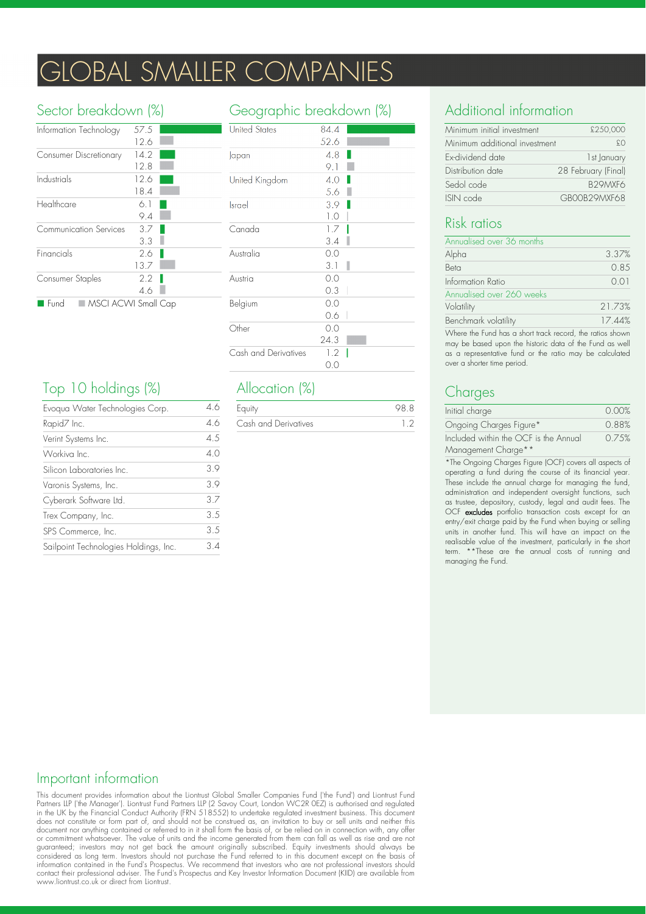# GLOBAL SMALLER COMPANIES

## Sector breakdown (%)

Information Technology 57.5 12.6
Consumer Discretionary 14.2 12.8
Industrials 12.6 18.4
Healthcare 6.1 9.4
Communication Services 3.7 3.3
Financials 2.6 13.7
Consumer Staples 2.2 4.6

Fund MSCI ACWI Small Cap

## Geographic breakdown (%)

United States 84.4 52.6
Japan 4.8 9.1
United Kingdom 4.0 5.6
Israel 3.9 1.0
Canada 1.7 3.4
Australia 0.0 3.1
Austria 0.0 0.3
Belgium 0.0 0.6
Other 0.0 24.3
Cash and Derivatives 1.2 0.0

## Additional information

| | |
|---|---|
| Minimum initial investment | £250,000 |
| Minimum additional investment | £0 |
| Ex-dividend date | 1st January |
| Distribution date | 28 February (Final) |
| Sedol code | B29MXF6 |
| ISIN code | GB00B29MXF68 |

## Risk ratios

| | |
|---|---|
| Annualised over 36 months | |
| Alpha | 3.37% |
| Beta | 0.85 |
| Information Ratio | 0.01 |
| Annualised over 260 weeks | |
| Volatility | 21.73% |
| Benchmark volatility | 17.44% |

Where the Fund has a short track record, the ratios shown may be based upon the historic data of the Fund as well as a representative fund or the ratio may be calculated over a shorter time period.

## Top 10 holdings (%)

| | |
|---|---|
| Evoqua Water Technologies Corp. | 4.6 |
| Rapid7 Inc. | 4.6 |
| Verint Systems Inc. | 4.5 |
| Workiva Inc. | 4.0 |
| Silicon Laboratories Inc. | 3.9 |
| Varonis Systems, Inc. | 3.9 |
| Cyberark Software Ltd. | 3.7 |
| Trex Company, Inc. | 3.5 |
| SPS Commerce, Inc. | 3.5 |
| Sailpoint Technologies Holdings, Inc. | 3.4 |

## Allocation (%)

| | |
|---|---|
| Equity | 98.8 |
| Cash and Derivatives | 1.2 |

## Charges

| | |
|---|---|
| Initial charge | 0.00% |
| Ongoing Charges Figure* | 0.88% |
| Included within the OCF is the Annual Management Charge** | 0.75% |

*The Ongoing Charges Figure (OCF) covers all aspects of operating a fund during the course of its financial year. These include the annual charge for managing the fund, administration and independent oversight functions, such as trustee, depository, custody, legal and audit fees. The OCF **excludes** portfolio transaction costs except for an entry/exit charge paid by the Fund when buying or selling units in another fund. This will have an impact on the realisable value of the investment, particularly in the short term. **These are the annual costs of running and managing the Fund.

## Important information

This document provides information about the Liontrust Global Smaller Companies Fund ('the Fund') and Liontrust Fund Partners LLP ('the Manager'). Liontrust Fund Partners LLP (2 Savoy Court, London WC2R 0EZ) is authorised and regulated in the UK by the Financial Conduct Authority (FRN 518552) to undertake regulated investment business. This document does not constitute or form part of, and should not be construed as, an invitation to buy or sell units and neither this document nor anything contained or referred to in it shall form the basis of, or be relied on in connection with, any offer or commitment whatsoever. The value of units and the income generated from them can fall as well as rise and are not guaranteed; investors may not get back the amount originally subscribed. Equity investments should always be considered as long term. Investors should not purchase the Fund referred to in this document except on the basis of information contained in the Fund's Prospectus. We recommend that investors who are not professional investors should contact their professional adviser. The Fund's Prospectus and Key Investor Information Document (KIID) are available from www.liontrust.co.uk or direct from Liontrust.